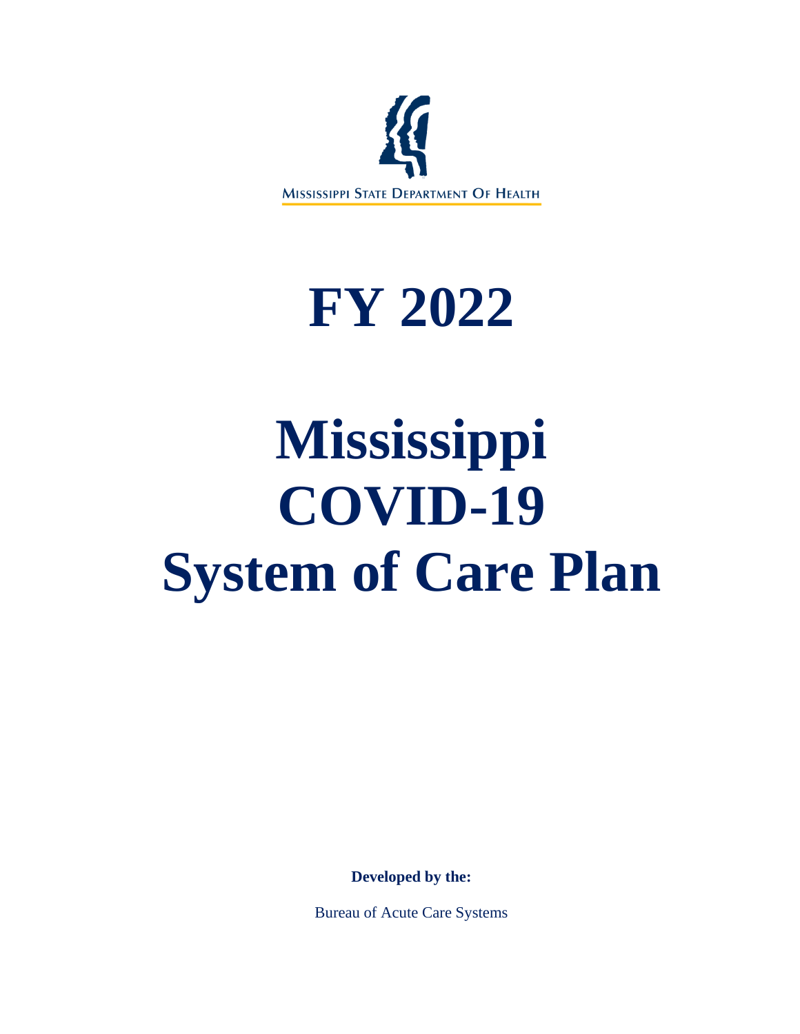MISSISSIPPI STATE DEPARTMENT OF HEALTH

# FY 2022

# Mississippi COVID-19 System of Care Plan

**Developed by the:**

Bureau of Acute Care Systems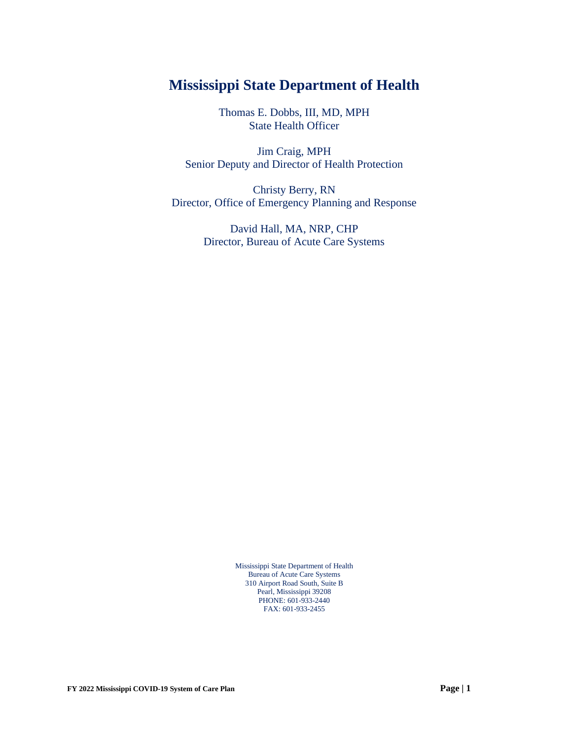# Mississippi State Department of Health

Thomas E. Dobbs, III, MD, MPH
State Health Officer

Jim Craig, MPH
Senior Deputy and Director of Health Protection

Christy Berry, RN
Director, Office of Emergency Planning and Response

David Hall, MA, NRP, CHP
Director, Bureau of Acute Care Systems

Mississippi State Department of Health
Bureau of Acute Care Systems
310 Airport Road South, Suite B
Pearl, Mississippi 39208
PHONE: 601-933-2440
FAX: 601-933-2455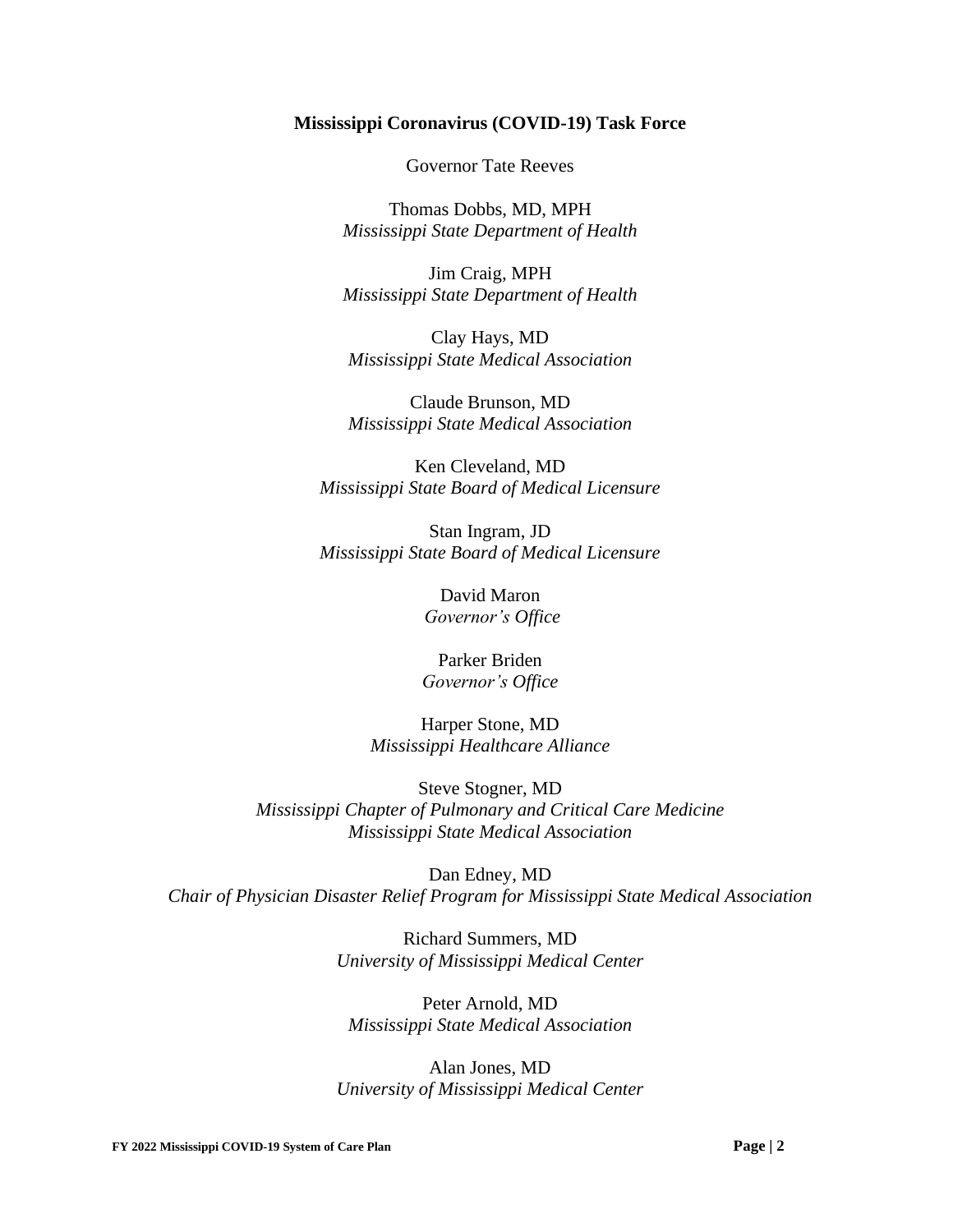**Mississippi Coronavirus (COVID-19) Task Force**

Governor Tate Reeves

Thomas Dobbs, MD, MPH
*Mississippi State Department of Health*

Jim Craig, MPH
*Mississippi State Department of Health*

Clay Hays, MD
*Mississippi State Medical Association*

Claude Brunson, MD
*Mississippi State Medical Association*

Ken Cleveland, MD
*Mississippi State Board of Medical Licensure*

Stan Ingram, JD
*Mississippi State Board of Medical Licensure*

David Maron
*Governor's Office*

Parker Briden
*Governor's Office*

Harper Stone, MD
*Mississippi Healthcare Alliance*

Steve Stogner, MD
*Mississippi Chapter of Pulmonary and Critical Care Medicine*
*Mississippi State Medical Association*

Dan Edney, MD
*Chair of Physician Disaster Relief Program for Mississippi State Medical Association*

Richard Summers, MD
*University of Mississippi Medical Center*

Peter Arnold, MD
*Mississippi State Medical Association*

Alan Jones, MD
*University of Mississippi Medical Center*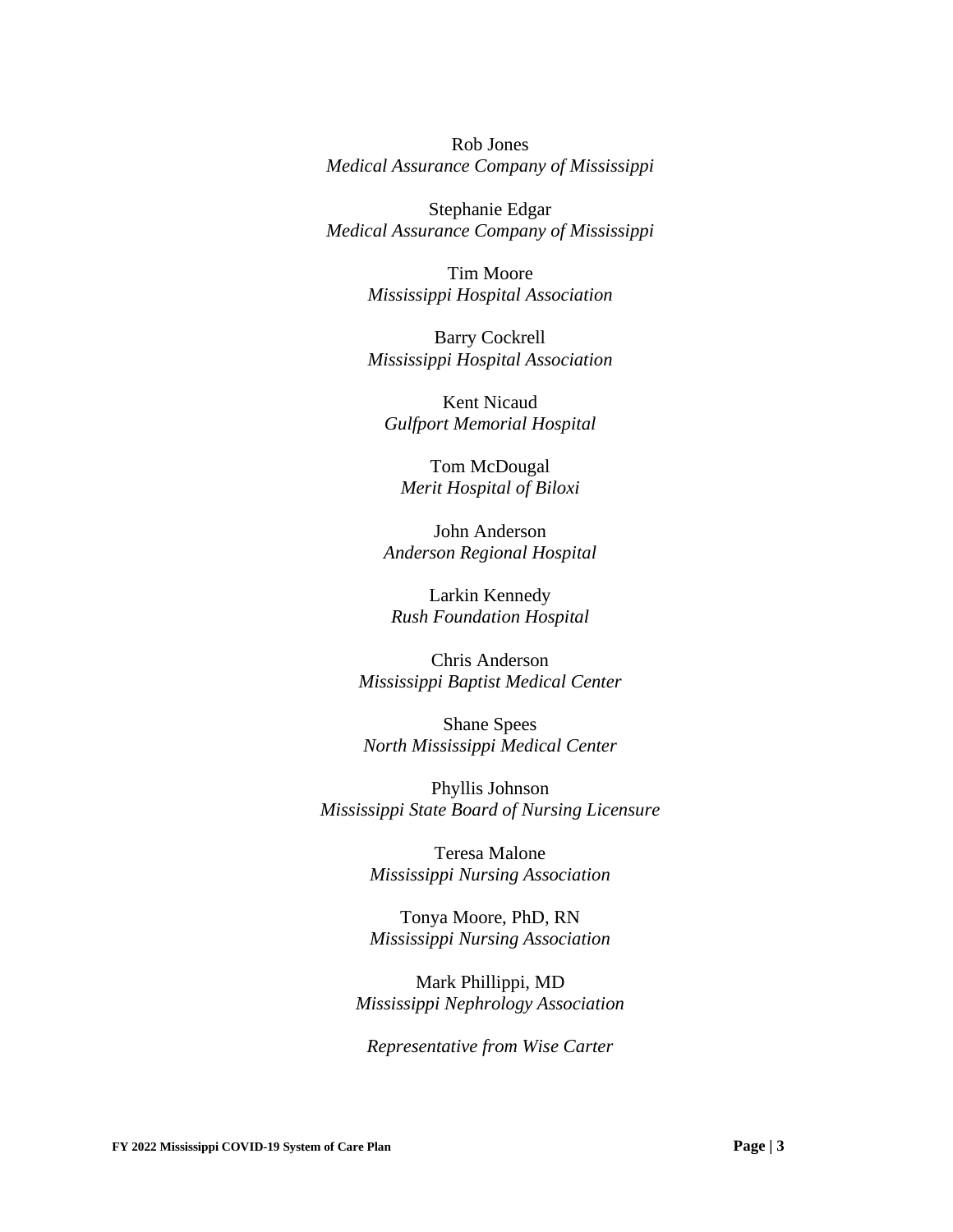Rob Jones
*Medical Assurance Company of Mississippi*

Stephanie Edgar
*Medical Assurance Company of Mississippi*

Tim Moore
*Mississippi Hospital Association*

Barry Cockrell
*Mississippi Hospital Association*

Kent Nicaud
*Gulfport Memorial Hospital*

Tom McDougal
*Merit Hospital of Biloxi*

John Anderson
*Anderson Regional Hospital*

Larkin Kennedy
*Rush Foundation Hospital*

Chris Anderson
*Mississippi Baptist Medical Center*

Shane Spees
*North Mississippi Medical Center*

Phyllis Johnson
*Mississippi State Board of Nursing Licensure*

Teresa Malone
*Mississippi Nursing Association*

Tonya Moore, PhD, RN
*Mississippi Nursing Association*

Mark Phillippi, MD
*Mississippi Nephrology Association*

*Representative from Wise Carter*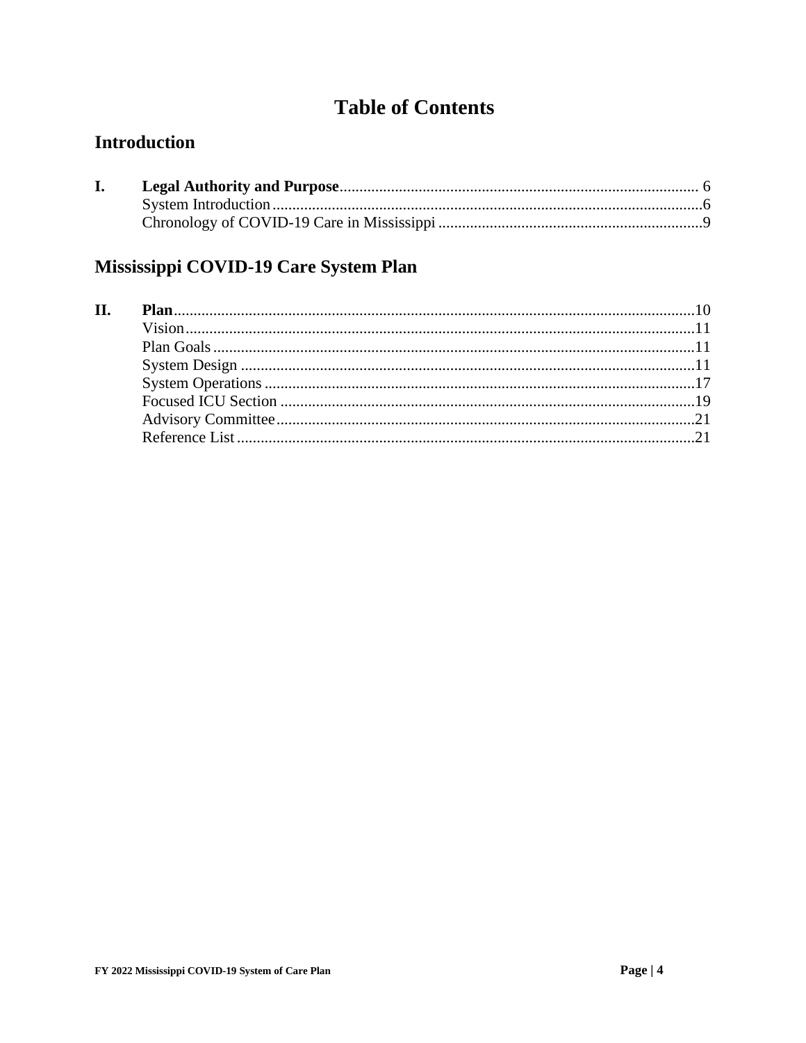# Table of Contents

## Introduction

**I. Legal Authority and Purpose** .......... 6
- System Introduction .......... 6
- Chronology of COVID-19 Care in Mississippi .......... 9

## Mississippi COVID-19 Care System Plan

**II. Plan** .......... 10
- Vision .......... 11
- Plan Goals .......... 11
- System Design .......... 11
- System Operations .......... 17
- Focused ICU Section .......... 19
- Advisory Committee .......... 21
- Reference List .......... 21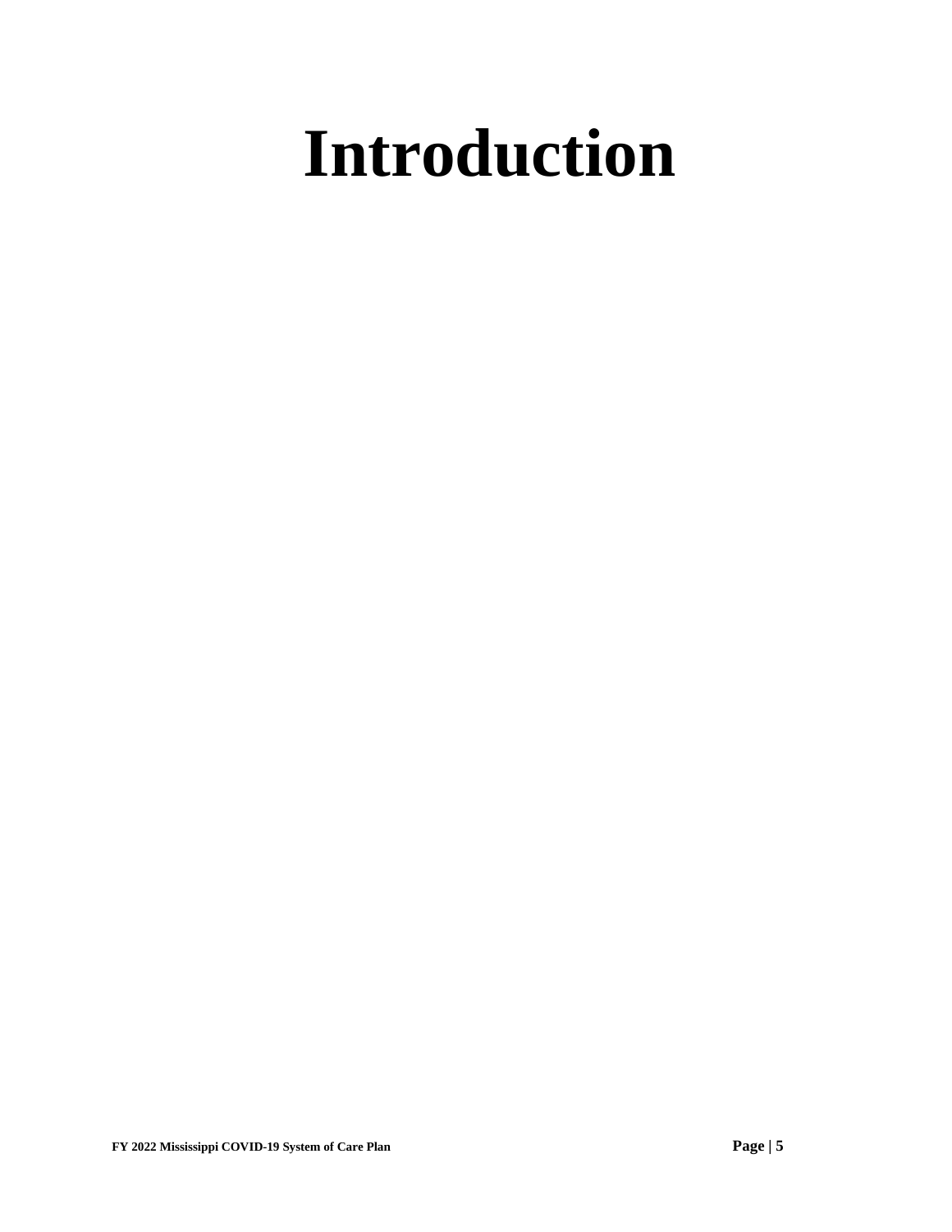# Introduction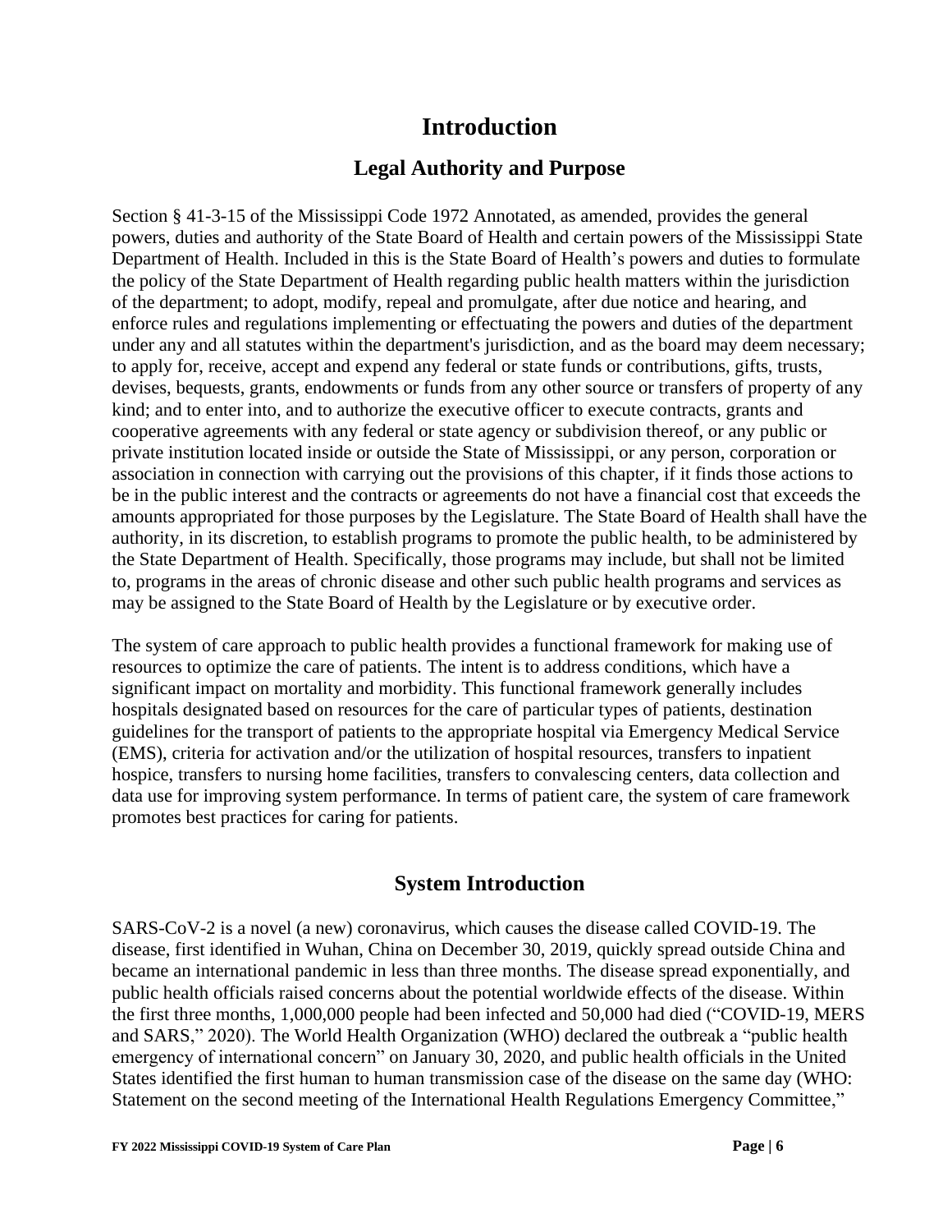# Introduction

## Legal Authority and Purpose

Section § 41-3-15 of the Mississippi Code 1972 Annotated, as amended, provides the general powers, duties and authority of the State Board of Health and certain powers of the Mississippi State Department of Health. Included in this is the State Board of Health's powers and duties to formulate the policy of the State Department of Health regarding public health matters within the jurisdiction of the department; to adopt, modify, repeal and promulgate, after due notice and hearing, and enforce rules and regulations implementing or effectuating the powers and duties of the department under any and all statutes within the department's jurisdiction, and as the board may deem necessary; to apply for, receive, accept and expend any federal or state funds or contributions, gifts, trusts, devises, bequests, grants, endowments or funds from any other source or transfers of property of any kind; and to enter into, and to authorize the executive officer to execute contracts, grants and cooperative agreements with any federal or state agency or subdivision thereof, or any public or private institution located inside or outside the State of Mississippi, or any person, corporation or association in connection with carrying out the provisions of this chapter, if it finds those actions to be in the public interest and the contracts or agreements do not have a financial cost that exceeds the amounts appropriated for those purposes by the Legislature. The State Board of Health shall have the authority, in its discretion, to establish programs to promote the public health, to be administered by the State Department of Health. Specifically, those programs may include, but shall not be limited to, programs in the areas of chronic disease and other such public health programs and services as may be assigned to the State Board of Health by the Legislature or by executive order.

The system of care approach to public health provides a functional framework for making use of resources to optimize the care of patients. The intent is to address conditions, which have a significant impact on mortality and morbidity. This functional framework generally includes hospitals designated based on resources for the care of particular types of patients, destination guidelines for the transport of patients to the appropriate hospital via Emergency Medical Service (EMS), criteria for activation and/or the utilization of hospital resources, transfers to inpatient hospice, transfers to nursing home facilities, transfers to convalescing centers, data collection and data use for improving system performance. In terms of patient care, the system of care framework promotes best practices for caring for patients.

## System Introduction

SARS-CoV-2 is a novel (a new) coronavirus, which causes the disease called COVID-19. The disease, first identified in Wuhan, China on December 30, 2019, quickly spread outside China and became an international pandemic in less than three months. The disease spread exponentially, and public health officials raised concerns about the potential worldwide effects of the disease. Within the first three months, 1,000,000 people had been infected and 50,000 had died ("COVID-19, MERS and SARS," 2020). The World Health Organization (WHO) declared the outbreak a "public health emergency of international concern" on January 30, 2020, and public health officials in the United States identified the first human to human transmission case of the disease on the same day (WHO: Statement on the second meeting of the International Health Regulations Emergency Committee,"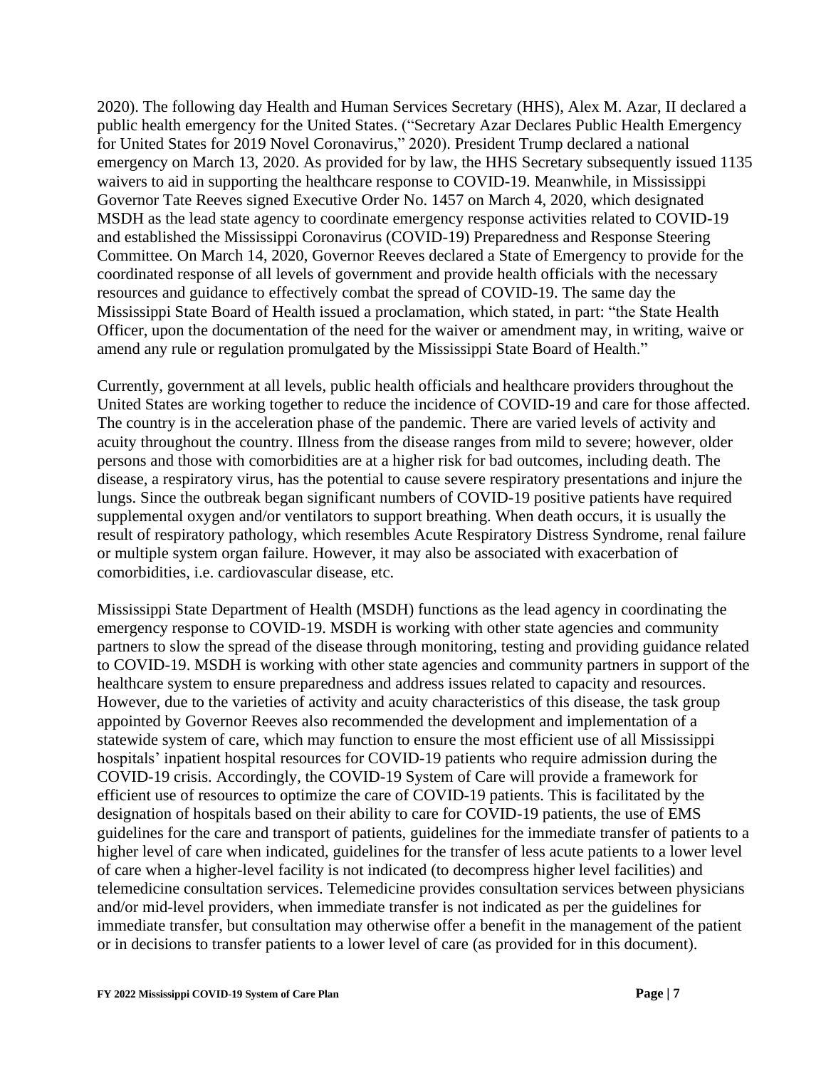2020). The following day Health and Human Services Secretary (HHS), Alex M. Azar, II declared a public health emergency for the United States. ("Secretary Azar Declares Public Health Emergency for United States for 2019 Novel Coronavirus," 2020). President Trump declared a national emergency on March 13, 2020. As provided for by law, the HHS Secretary subsequently issued 1135 waivers to aid in supporting the healthcare response to COVID-19. Meanwhile, in Mississippi Governor Tate Reeves signed Executive Order No. 1457 on March 4, 2020, which designated MSDH as the lead state agency to coordinate emergency response activities related to COVID-19 and established the Mississippi Coronavirus (COVID-19) Preparedness and Response Steering Committee. On March 14, 2020, Governor Reeves declared a State of Emergency to provide for the coordinated response of all levels of government and provide health officials with the necessary resources and guidance to effectively combat the spread of COVID-19. The same day the Mississippi State Board of Health issued a proclamation, which stated, in part: "the State Health Officer, upon the documentation of the need for the waiver or amendment may, in writing, waive or amend any rule or regulation promulgated by the Mississippi State Board of Health."

Currently, government at all levels, public health officials and healthcare providers throughout the United States are working together to reduce the incidence of COVID-19 and care for those affected. The country is in the acceleration phase of the pandemic. There are varied levels of activity and acuity throughout the country. Illness from the disease ranges from mild to severe; however, older persons and those with comorbidities are at a higher risk for bad outcomes, including death. The disease, a respiratory virus, has the potential to cause severe respiratory presentations and injure the lungs. Since the outbreak began significant numbers of COVID-19 positive patients have required supplemental oxygen and/or ventilators to support breathing. When death occurs, it is usually the result of respiratory pathology, which resembles Acute Respiratory Distress Syndrome, renal failure or multiple system organ failure. However, it may also be associated with exacerbation of comorbidities, i.e. cardiovascular disease, etc.

Mississippi State Department of Health (MSDH) functions as the lead agency in coordinating the emergency response to COVID-19. MSDH is working with other state agencies and community partners to slow the spread of the disease through monitoring, testing and providing guidance related to COVID-19. MSDH is working with other state agencies and community partners in support of the healthcare system to ensure preparedness and address issues related to capacity and resources. However, due to the varieties of activity and acuity characteristics of this disease, the task group appointed by Governor Reeves also recommended the development and implementation of a statewide system of care, which may function to ensure the most efficient use of all Mississippi hospitals' inpatient hospital resources for COVID-19 patients who require admission during the COVID-19 crisis. Accordingly, the COVID-19 System of Care will provide a framework for efficient use of resources to optimize the care of COVID-19 patients. This is facilitated by the designation of hospitals based on their ability to care for COVID-19 patients, the use of EMS guidelines for the care and transport of patients, guidelines for the immediate transfer of patients to a higher level of care when indicated, guidelines for the transfer of less acute patients to a lower level of care when a higher-level facility is not indicated (to decompress higher level facilities) and telemedicine consultation services. Telemedicine provides consultation services between physicians and/or mid-level providers, when immediate transfer is not indicated as per the guidelines for immediate transfer, but consultation may otherwise offer a benefit in the management of the patient or in decisions to transfer patients to a lower level of care (as provided for in this document).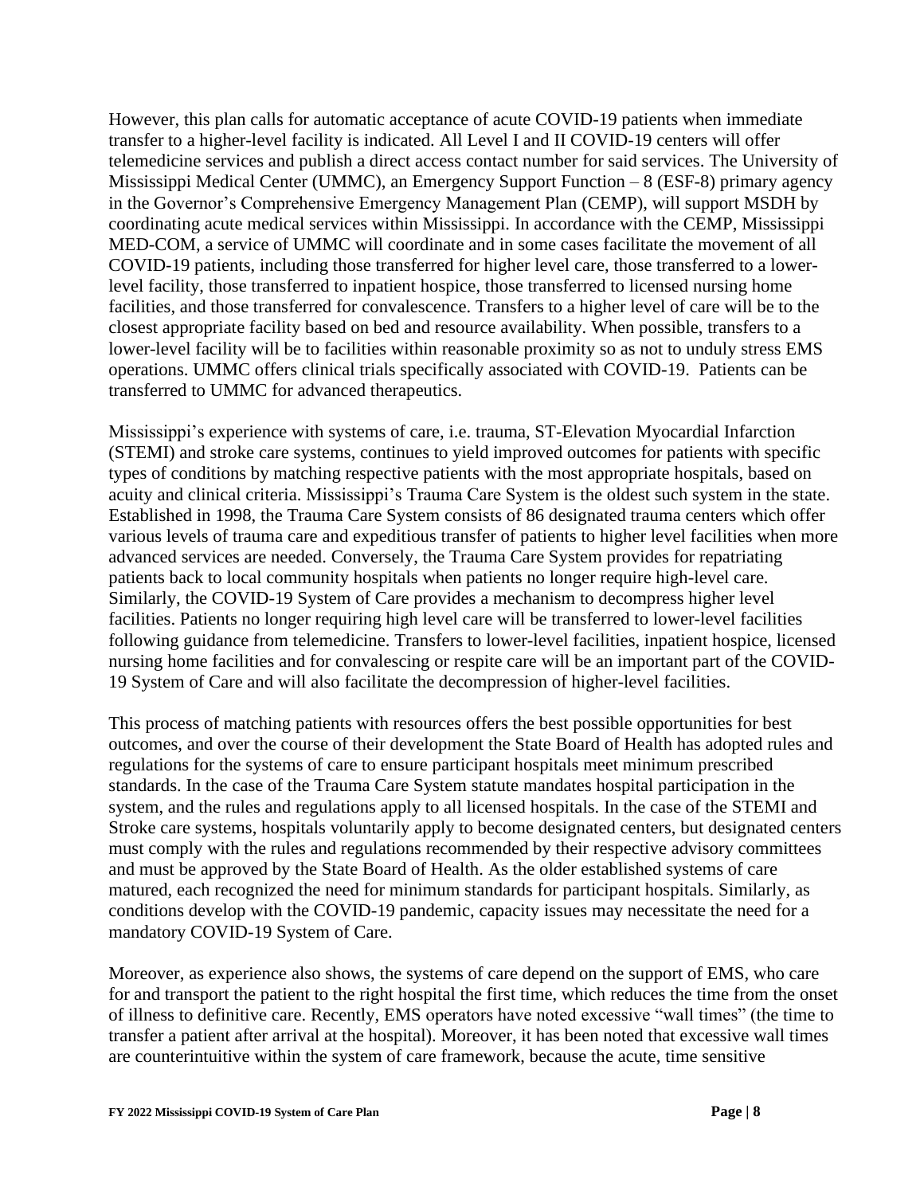However, this plan calls for automatic acceptance of acute COVID-19 patients when immediate transfer to a higher-level facility is indicated. All Level I and II COVID-19 centers will offer telemedicine services and publish a direct access contact number for said services. The University of Mississippi Medical Center (UMMC), an Emergency Support Function – 8 (ESF-8) primary agency in the Governor's Comprehensive Emergency Management Plan (CEMP), will support MSDH by coordinating acute medical services within Mississippi. In accordance with the CEMP, Mississippi MED-COM, a service of UMMC will coordinate and in some cases facilitate the movement of all COVID-19 patients, including those transferred for higher level care, those transferred to a lower-level facility, those transferred to inpatient hospice, those transferred to licensed nursing home facilities, and those transferred for convalescence. Transfers to a higher level of care will be to the closest appropriate facility based on bed and resource availability. When possible, transfers to a lower-level facility will be to facilities within reasonable proximity so as not to unduly stress EMS operations. UMMC offers clinical trials specifically associated with COVID-19. Patients can be transferred to UMMC for advanced therapeutics.

Mississippi's experience with systems of care, i.e. trauma, ST-Elevation Myocardial Infarction (STEMI) and stroke care systems, continues to yield improved outcomes for patients with specific types of conditions by matching respective patients with the most appropriate hospitals, based on acuity and clinical criteria. Mississippi's Trauma Care System is the oldest such system in the state. Established in 1998, the Trauma Care System consists of 86 designated trauma centers which offer various levels of trauma care and expeditious transfer of patients to higher level facilities when more advanced services are needed. Conversely, the Trauma Care System provides for repatriating patients back to local community hospitals when patients no longer require high-level care. Similarly, the COVID-19 System of Care provides a mechanism to decompress higher level facilities. Patients no longer requiring high level care will be transferred to lower-level facilities following guidance from telemedicine. Transfers to lower-level facilities, inpatient hospice, licensed nursing home facilities and for convalescing or respite care will be an important part of the COVID-19 System of Care and will also facilitate the decompression of higher-level facilities.

This process of matching patients with resources offers the best possible opportunities for best outcomes, and over the course of their development the State Board of Health has adopted rules and regulations for the systems of care to ensure participant hospitals meet minimum prescribed standards. In the case of the Trauma Care System statute mandates hospital participation in the system, and the rules and regulations apply to all licensed hospitals. In the case of the STEMI and Stroke care systems, hospitals voluntarily apply to become designated centers, but designated centers must comply with the rules and regulations recommended by their respective advisory committees and must be approved by the State Board of Health. As the older established systems of care matured, each recognized the need for minimum standards for participant hospitals. Similarly, as conditions develop with the COVID-19 pandemic, capacity issues may necessitate the need for a mandatory COVID-19 System of Care.

Moreover, as experience also shows, the systems of care depend on the support of EMS, who care for and transport the patient to the right hospital the first time, which reduces the time from the onset of illness to definitive care. Recently, EMS operators have noted excessive "wall times" (the time to transfer a patient after arrival at the hospital). Moreover, it has been noted that excessive wall times are counterintuitive within the system of care framework, because the acute, time sensitive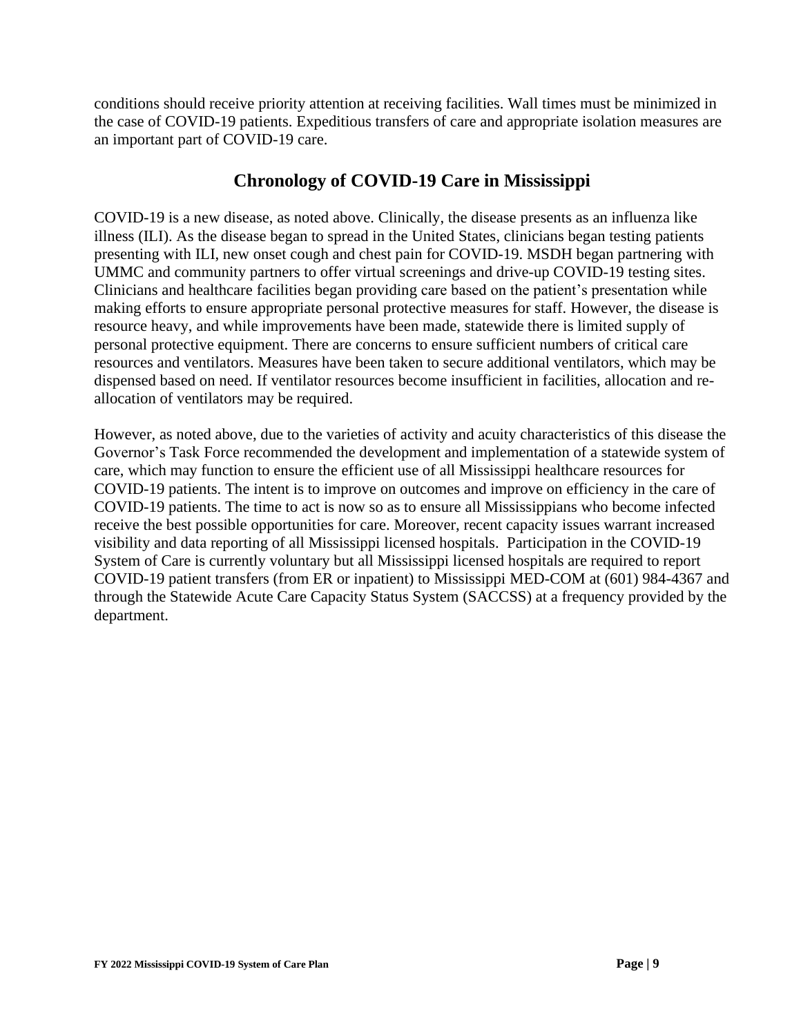conditions should receive priority attention at receiving facilities. Wall times must be minimized in the case of COVID-19 patients. Expeditious transfers of care and appropriate isolation measures are an important part of COVID-19 care.

## Chronology of COVID-19 Care in Mississippi

COVID-19 is a new disease, as noted above. Clinically, the disease presents as an influenza like illness (ILI). As the disease began to spread in the United States, clinicians began testing patients presenting with ILI, new onset cough and chest pain for COVID-19. MSDH began partnering with UMMC and community partners to offer virtual screenings and drive-up COVID-19 testing sites. Clinicians and healthcare facilities began providing care based on the patient's presentation while making efforts to ensure appropriate personal protective measures for staff. However, the disease is resource heavy, and while improvements have been made, statewide there is limited supply of personal protective equipment. There are concerns to ensure sufficient numbers of critical care resources and ventilators. Measures have been taken to secure additional ventilators, which may be dispensed based on need. If ventilator resources become insufficient in facilities, allocation and re-allocation of ventilators may be required.

However, as noted above, due to the varieties of activity and acuity characteristics of this disease the Governor's Task Force recommended the development and implementation of a statewide system of care, which may function to ensure the efficient use of all Mississippi healthcare resources for COVID-19 patients. The intent is to improve on outcomes and improve on efficiency in the care of COVID-19 patients. The time to act is now so as to ensure all Mississippians who become infected receive the best possible opportunities for care. Moreover, recent capacity issues warrant increased visibility and data reporting of all Mississippi licensed hospitals. Participation in the COVID-19 System of Care is currently voluntary but all Mississippi licensed hospitals are required to report COVID-19 patient transfers (from ER or inpatient) to Mississippi MED-COM at (601) 984-4367 and through the Statewide Acute Care Capacity Status System (SACCSS) at a frequency provided by the department.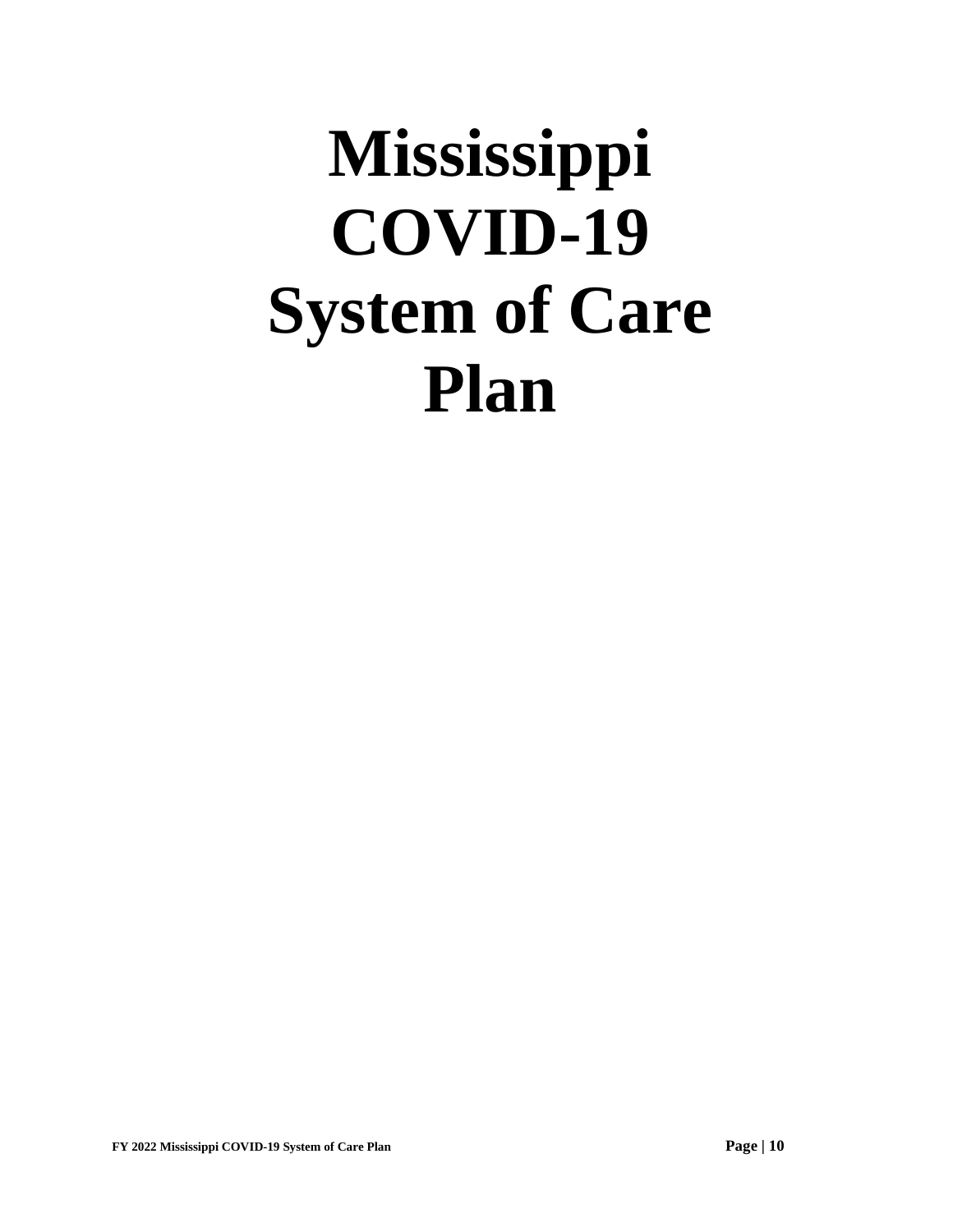# Mississippi COVID-19 System of Care Plan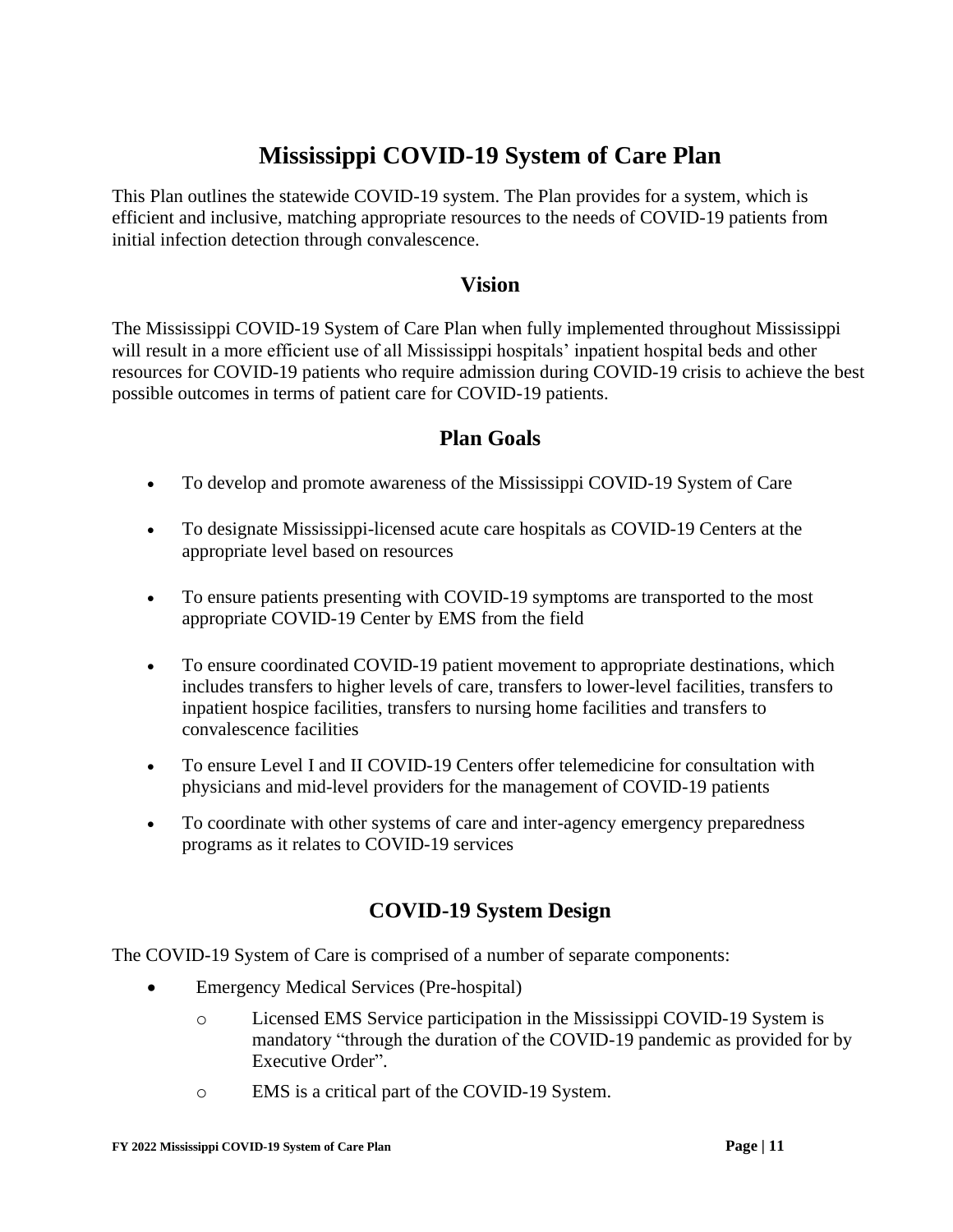# Mississippi COVID-19 System of Care Plan

This Plan outlines the statewide COVID-19 system. The Plan provides for a system, which is efficient and inclusive, matching appropriate resources to the needs of COVID-19 patients from initial infection detection through convalescence.

## Vision

The Mississippi COVID-19 System of Care Plan when fully implemented throughout Mississippi will result in a more efficient use of all Mississippi hospitals' inpatient hospital beds and other resources for COVID-19 patients who require admission during COVID-19 crisis to achieve the best possible outcomes in terms of patient care for COVID-19 patients.

## Plan Goals

- To develop and promote awareness of the Mississippi COVID-19 System of Care
- To designate Mississippi-licensed acute care hospitals as COVID-19 Centers at the appropriate level based on resources
- To ensure patients presenting with COVID-19 symptoms are transported to the most appropriate COVID-19 Center by EMS from the field
- To ensure coordinated COVID-19 patient movement to appropriate destinations, which includes transfers to higher levels of care, transfers to lower-level facilities, transfers to inpatient hospice facilities, transfers to nursing home facilities and transfers to convalescence facilities
- To ensure Level I and II COVID-19 Centers offer telemedicine for consultation with physicians and mid-level providers for the management of COVID-19 patients
- To coordinate with other systems of care and inter-agency emergency preparedness programs as it relates to COVID-19 services

## COVID-19 System Design

The COVID-19 System of Care is comprised of a number of separate components:

- Emergency Medical Services (Pre-hospital)
  - Licensed EMS Service participation in the Mississippi COVID-19 System is mandatory "through the duration of the COVID-19 pandemic as provided for by Executive Order".
  - EMS is a critical part of the COVID-19 System.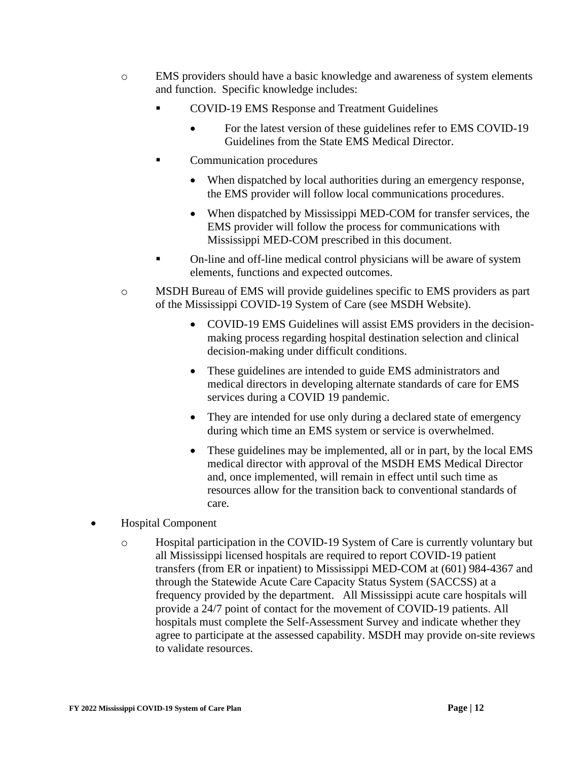- EMS providers should have a basic knowledge and awareness of system elements and function. Specific knowledge includes:
  - COVID-19 EMS Response and Treatment Guidelines
    - For the latest version of these guidelines refer to EMS COVID-19 Guidelines from the State EMS Medical Director.
  - Communication procedures
    - When dispatched by local authorities during an emergency response, the EMS provider will follow local communications procedures.
    - When dispatched by Mississippi MED-COM for transfer services, the EMS provider will follow the process for communications with Mississippi MED-COM prescribed in this document.
  - On-line and off-line medical control physicians will be aware of system elements, functions and expected outcomes.
- MSDH Bureau of EMS will provide guidelines specific to EMS providers as part of the Mississippi COVID-19 System of Care (see MSDH Website).
  - COVID-19 EMS Guidelines will assist EMS providers in the decision-making process regarding hospital destination selection and clinical decision-making under difficult conditions.
  - These guidelines are intended to guide EMS administrators and medical directors in developing alternate standards of care for EMS services during a COVID 19 pandemic.
  - They are intended for use only during a declared state of emergency during which time an EMS system or service is overwhelmed.
  - These guidelines may be implemented, all or in part, by the local EMS medical director with approval of the MSDH EMS Medical Director and, once implemented, will remain in effect until such time as resources allow for the transition back to conventional standards of care.

- Hospital Component
  - Hospital participation in the COVID-19 System of Care is currently voluntary but all Mississippi licensed hospitals are required to report COVID-19 patient transfers (from ER or inpatient) to Mississippi MED-COM at (601) 984-4367 and through the Statewide Acute Care Capacity Status System (SACCSS) at a frequency provided by the department. All Mississippi acute care hospitals will provide a 24/7 point of contact for the movement of COVID-19 patients. All hospitals must complete the Self-Assessment Survey and indicate whether they agree to participate at the assessed capability. MSDH may provide on-site reviews to validate resources.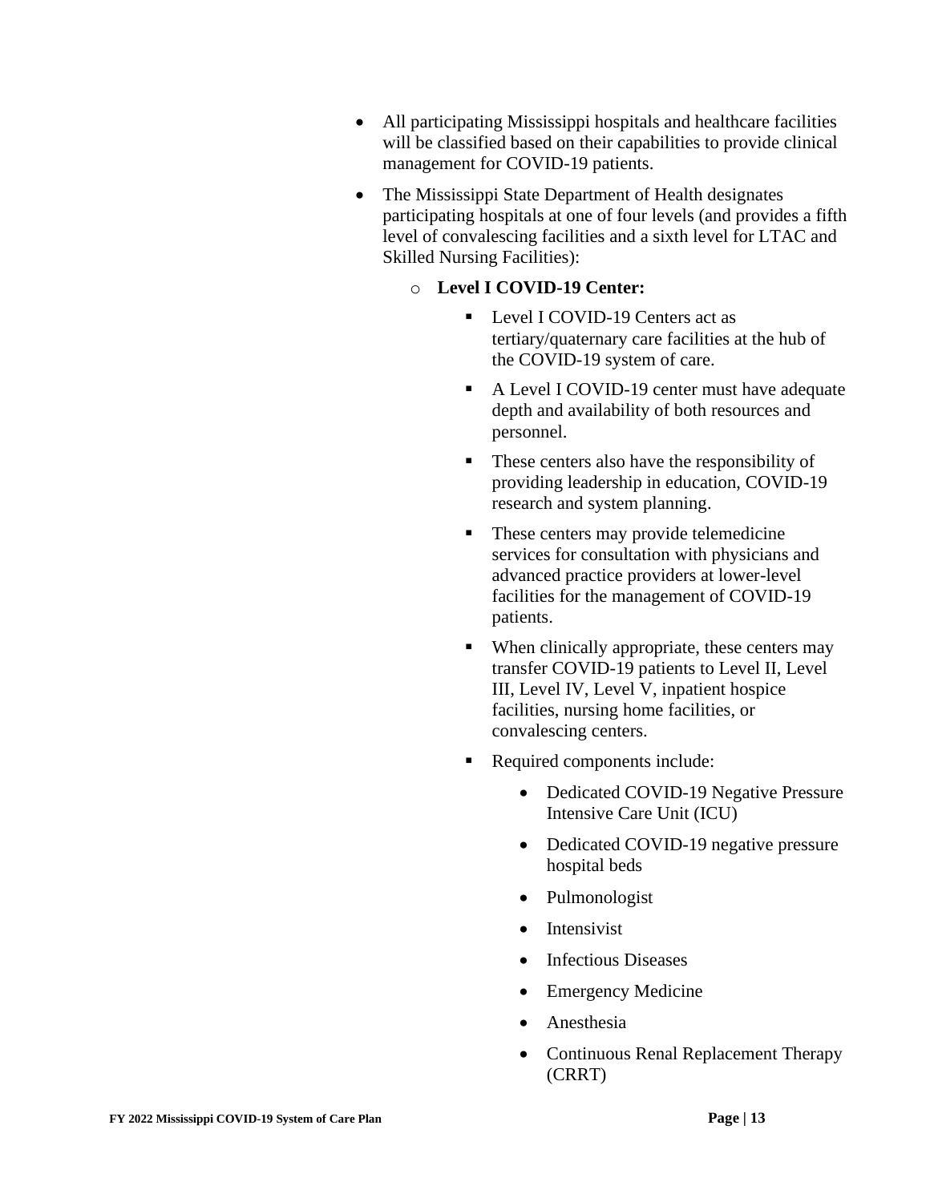- All participating Mississippi hospitals and healthcare facilities will be classified based on their capabilities to provide clinical management for COVID-19 patients.
- The Mississippi State Department of Health designates participating hospitals at one of four levels (and provides a fifth level of convalescing facilities and a sixth level for LTAC and Skilled Nursing Facilities):
  - **Level I COVID-19 Center:**
    - Level I COVID-19 Centers act as tertiary/quaternary care facilities at the hub of the COVID-19 system of care.
    - A Level I COVID-19 center must have adequate depth and availability of both resources and personnel.
    - These centers also have the responsibility of providing leadership in education, COVID-19 research and system planning.
    - These centers may provide telemedicine services for consultation with physicians and advanced practice providers at lower-level facilities for the management of COVID-19 patients.
    - When clinically appropriate, these centers may transfer COVID-19 patients to Level II, Level III, Level IV, Level V, inpatient hospice facilities, nursing home facilities, or convalescing centers.
    - Required components include:
      - Dedicated COVID-19 Negative Pressure Intensive Care Unit (ICU)
      - Dedicated COVID-19 negative pressure hospital beds
      - Pulmonologist
      - Intensivist
      - Infectious Diseases
      - Emergency Medicine
      - Anesthesia
      - Continuous Renal Replacement Therapy (CRRT)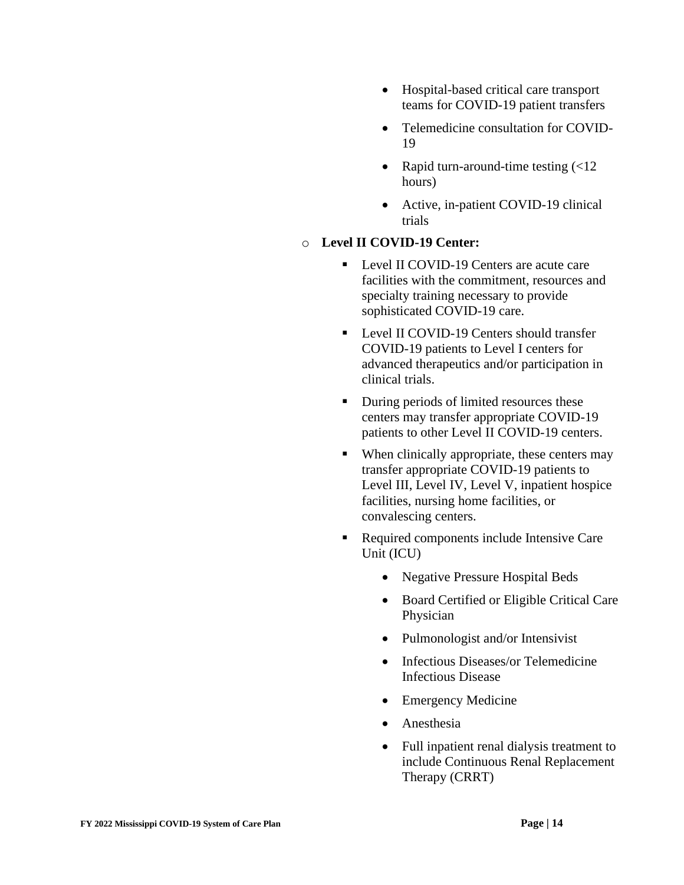- Hospital-based critical care transport teams for COVID-19 patient transfers
        - Telemedicine consultation for COVID-19
        - Rapid turn-around-time testing (<12 hours)
        - Active, in-patient COVID-19 clinical trials

  - **Level II COVID-19 Center:**
    - Level II COVID-19 Centers are acute care facilities with the commitment, resources and specialty training necessary to provide sophisticated COVID-19 care.
    - Level II COVID-19 Centers should transfer COVID-19 patients to Level I centers for advanced therapeutics and/or participation in clinical trials.
    - During periods of limited resources these centers may transfer appropriate COVID-19 patients to other Level II COVID-19 centers.
    - When clinically appropriate, these centers may transfer appropriate COVID-19 patients to Level III, Level IV, Level V, inpatient hospice facilities, nursing home facilities, or convalescing centers.
    - Required components include Intensive Care Unit (ICU)
      - Negative Pressure Hospital Beds
      - Board Certified or Eligible Critical Care Physician
      - Pulmonologist and/or Intensivist
      - Infectious Diseases/or Telemedicine Infectious Disease
      - Emergency Medicine
      - Anesthesia
      - Full inpatient renal dialysis treatment to include Continuous Renal Replacement Therapy (CRRT)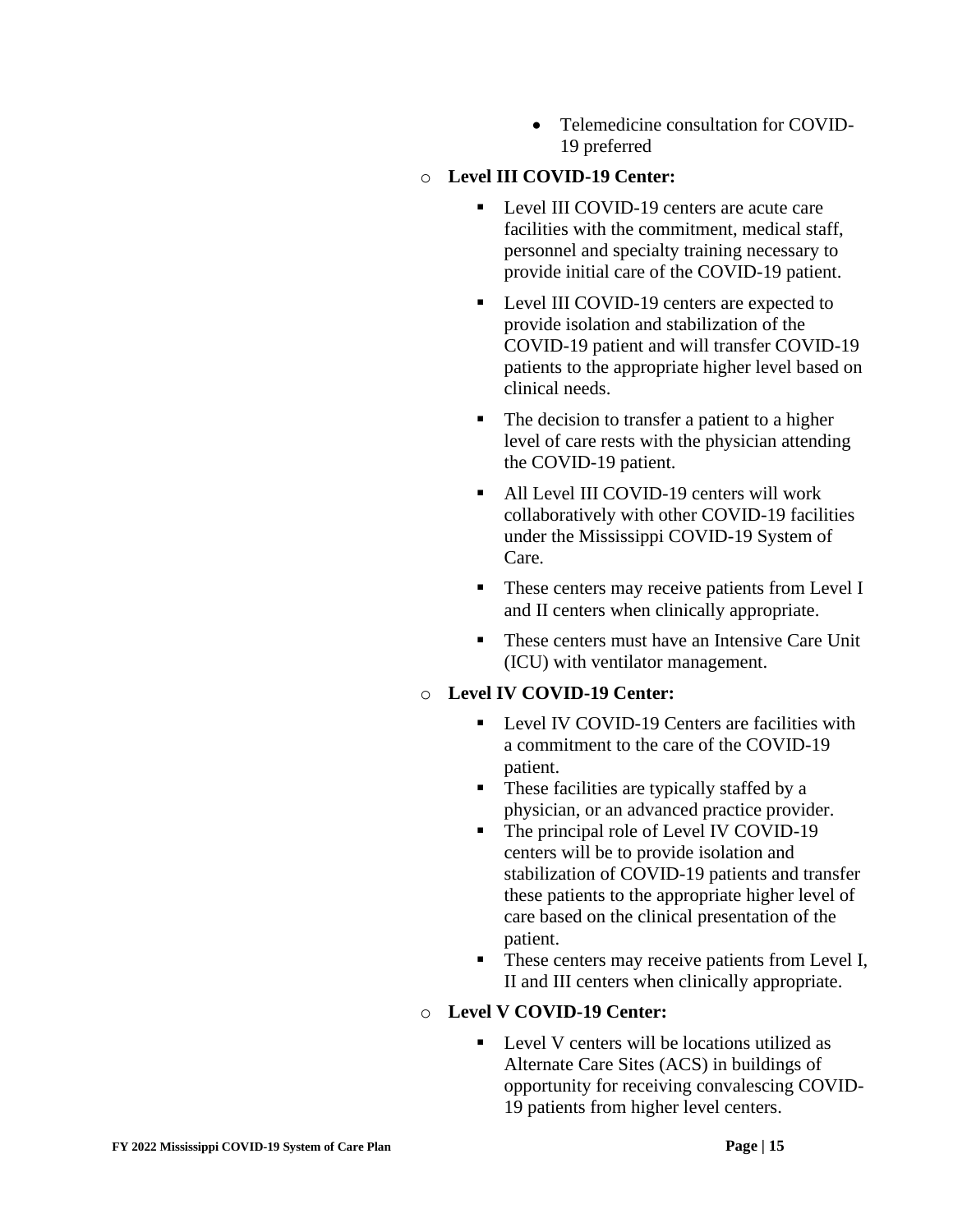- Telemedicine consultation for COVID-19 preferred

- **Level III COVID-19 Center:**
    - Level III COVID-19 centers are acute care facilities with the commitment, medical staff, personnel and specialty training necessary to provide initial care of the COVID-19 patient.
    - Level III COVID-19 centers are expected to provide isolation and stabilization of the COVID-19 patient and will transfer COVID-19 patients to the appropriate higher level based on clinical needs.
    - The decision to transfer a patient to a higher level of care rests with the physician attending the COVID-19 patient.
    - All Level III COVID-19 centers will work collaboratively with other COVID-19 facilities under the Mississippi COVID-19 System of Care.
    - These centers may receive patients from Level I and II centers when clinically appropriate.
    - These centers must have an Intensive Care Unit (ICU) with ventilator management.

- **Level IV COVID-19 Center:**
    - Level IV COVID-19 Centers are facilities with a commitment to the care of the COVID-19 patient.
    - These facilities are typically staffed by a physician, or an advanced practice provider.
    - The principal role of Level IV COVID-19 centers will be to provide isolation and stabilization of COVID-19 patients and transfer these patients to the appropriate higher level of care based on the clinical presentation of the patient.
    - These centers may receive patients from Level I, II and III centers when clinically appropriate.

- **Level V COVID-19 Center:**
    - Level V centers will be locations utilized as Alternate Care Sites (ACS) in buildings of opportunity for receiving convalescing COVID-19 patients from higher level centers.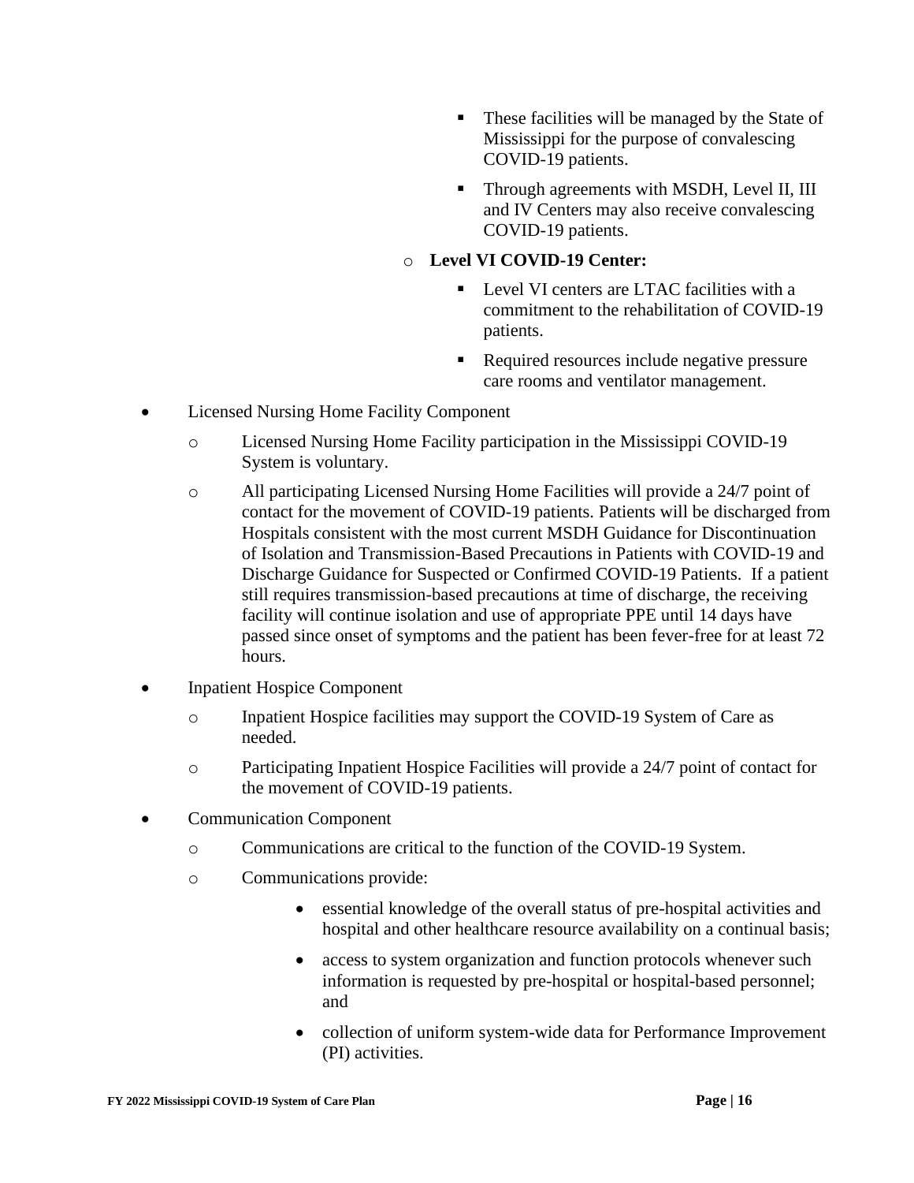- These facilities will be managed by the State of Mississippi for the purpose of convalescing COVID-19 patients.
        - Through agreements with MSDH, Level II, III and IV Centers may also receive convalescing COVID-19 patients.
    - **Level VI COVID-19 Center:**
        - Level VI centers are LTAC facilities with a commitment to the rehabilitation of COVID-19 patients.
        - Required resources include negative pressure care rooms and ventilator management.

- Licensed Nursing Home Facility Component
    - Licensed Nursing Home Facility participation in the Mississippi COVID-19 System is voluntary.
    - All participating Licensed Nursing Home Facilities will provide a 24/7 point of contact for the movement of COVID-19 patients. Patients will be discharged from Hospitals consistent with the most current MSDH Guidance for Discontinuation of Isolation and Transmission-Based Precautions in Patients with COVID-19 and Discharge Guidance for Suspected or Confirmed COVID-19 Patients. If a patient still requires transmission-based precautions at time of discharge, the receiving facility will continue isolation and use of appropriate PPE until 14 days have passed since onset of symptoms and the patient has been fever-free for at least 72 hours.
- Inpatient Hospice Component
    - Inpatient Hospice facilities may support the COVID-19 System of Care as needed.
    - Participating Inpatient Hospice Facilities will provide a 24/7 point of contact for the movement of COVID-19 patients.
- Communication Component
    - Communications are critical to the function of the COVID-19 System.
    - Communications provide:
        - essential knowledge of the overall status of pre-hospital activities and hospital and other healthcare resource availability on a continual basis;
        - access to system organization and function protocols whenever such information is requested by pre-hospital or hospital-based personnel; and
        - collection of uniform system-wide data for Performance Improvement (PI) activities.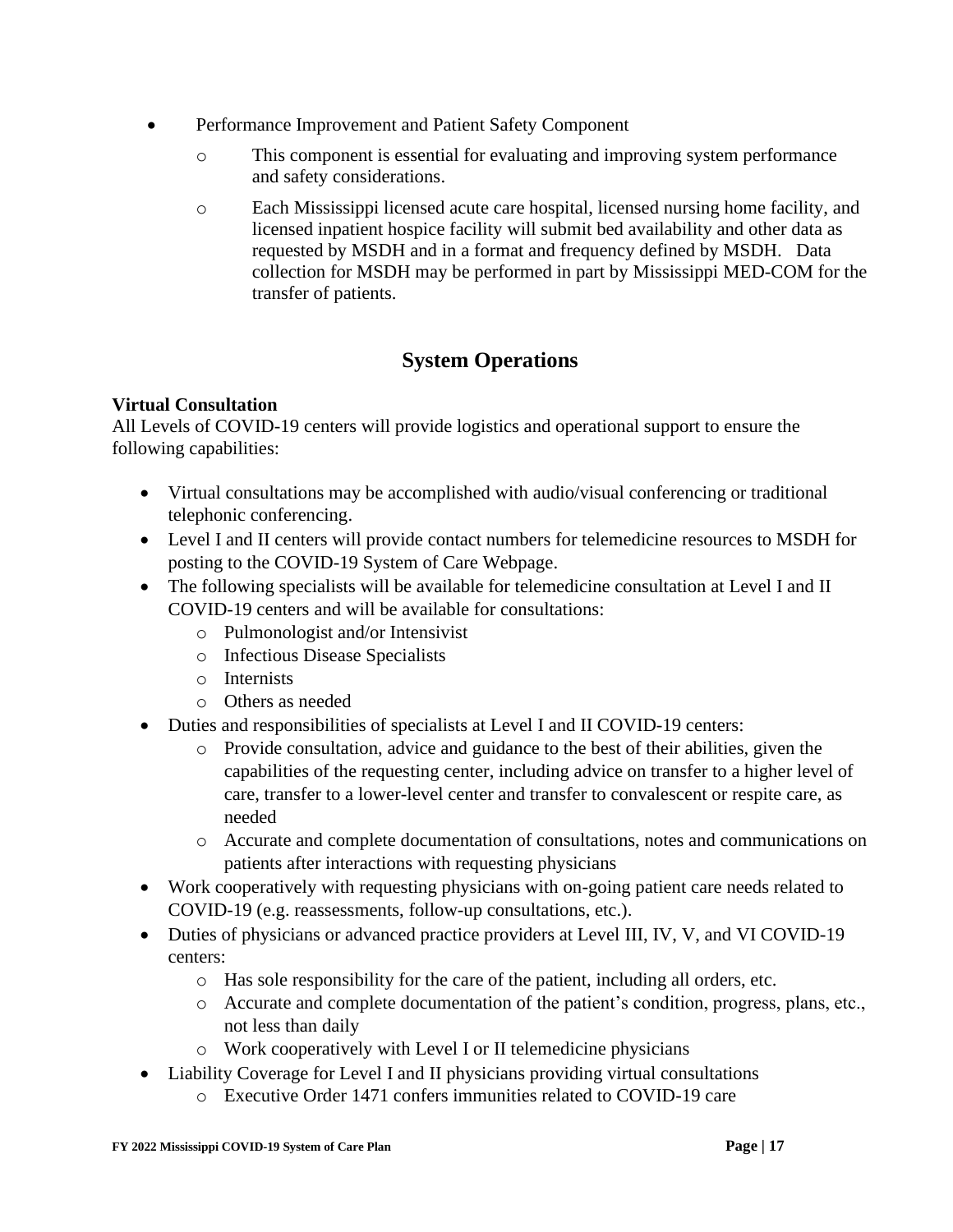- Performance Improvement and Patient Safety Component
  - This component is essential for evaluating and improving system performance and safety considerations.
  - Each Mississippi licensed acute care hospital, licensed nursing home facility, and licensed inpatient hospice facility will submit bed availability and other data as requested by MSDH and in a format and frequency defined by MSDH. Data collection for MSDH may be performed in part by Mississippi MED-COM for the transfer of patients.

## System Operations

**Virtual Consultation**

All Levels of COVID-19 centers will provide logistics and operational support to ensure the following capabilities:

- Virtual consultations may be accomplished with audio/visual conferencing or traditional telephonic conferencing.
- Level I and II centers will provide contact numbers for telemedicine resources to MSDH for posting to the COVID-19 System of Care Webpage.
- The following specialists will be available for telemedicine consultation at Level I and II COVID-19 centers and will be available for consultations:
  - Pulmonologist and/or Intensivist
  - Infectious Disease Specialists
  - Internists
  - Others as needed
- Duties and responsibilities of specialists at Level I and II COVID-19 centers:
  - Provide consultation, advice and guidance to the best of their abilities, given the capabilities of the requesting center, including advice on transfer to a higher level of care, transfer to a lower-level center and transfer to convalescent or respite care, as needed
  - Accurate and complete documentation of consultations, notes and communications on patients after interactions with requesting physicians
- Work cooperatively with requesting physicians with on-going patient care needs related to COVID-19 (e.g. reassessments, follow-up consultations, etc.).
- Duties of physicians or advanced practice providers at Level III, IV, V, and VI COVID-19 centers:
  - Has sole responsibility for the care of the patient, including all orders, etc.
  - Accurate and complete documentation of the patient's condition, progress, plans, etc., not less than daily
  - Work cooperatively with Level I or II telemedicine physicians
- Liability Coverage for Level I and II physicians providing virtual consultations
  - Executive Order 1471 confers immunities related to COVID-19 care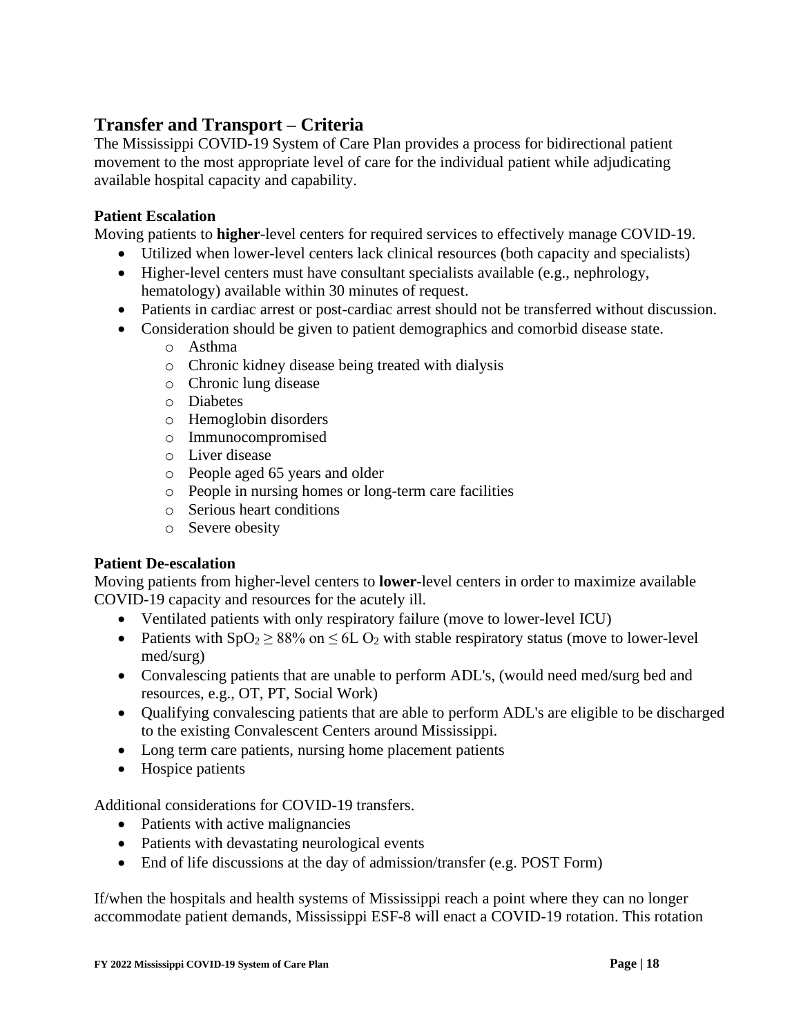## Transfer and Transport – Criteria

The Mississippi COVID-19 System of Care Plan provides a process for bidirectional patient movement to the most appropriate level of care for the individual patient while adjudicating available hospital capacity and capability.

### Patient Escalation

Moving patients to **higher**-level centers for required services to effectively manage COVID-19.

- Utilized when lower-level centers lack clinical resources (both capacity and specialists)
- Higher-level centers must have consultant specialists available (e.g., nephrology, hematology) available within 30 minutes of request.
- Patients in cardiac arrest or post-cardiac arrest should not be transferred without discussion.
- Consideration should be given to patient demographics and comorbid disease state.
  - Asthma
  - Chronic kidney disease being treated with dialysis
  - Chronic lung disease
  - Diabetes
  - Hemoglobin disorders
  - Immunocompromised
  - Liver disease
  - People aged 65 years and older
  - People in nursing homes or long-term care facilities
  - Serious heart conditions
  - Severe obesity

### Patient De-escalation

Moving patients from higher-level centers to **lower**-level centers in order to maximize available COVID-19 capacity and resources for the acutely ill.

- Ventilated patients with only respiratory failure (move to lower-level ICU)
- Patients with $SpO_2 \geq 88\%$ on $\leq 6L$ $O_2$ with stable respiratory status (move to lower-level med/surg)
- Convalescing patients that are unable to perform ADL's, (would need med/surg bed and resources, e.g., OT, PT, Social Work)
- Qualifying convalescing patients that are able to perform ADL's are eligible to be discharged to the existing Convalescent Centers around Mississippi.
- Long term care patients, nursing home placement patients
- Hospice patients

Additional considerations for COVID-19 transfers.

- Patients with active malignancies
- Patients with devastating neurological events
- End of life discussions at the day of admission/transfer (e.g. POST Form)

If/when the hospitals and health systems of Mississippi reach a point where they can no longer accommodate patient demands, Mississippi ESF-8 will enact a COVID-19 rotation. This rotation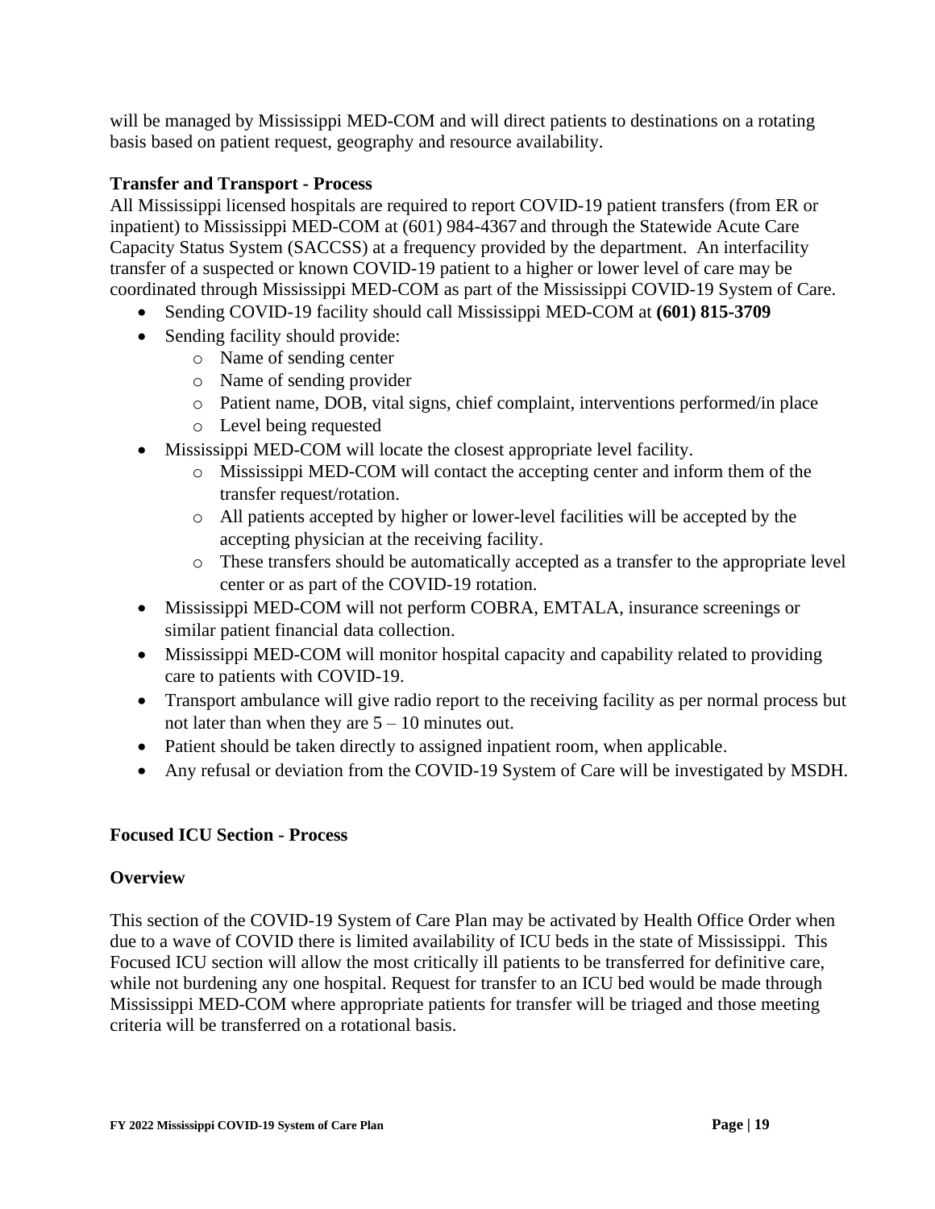will be managed by Mississippi MED-COM and will direct patients to destinations on a rotating basis based on patient request, geography and resource availability.

**Transfer and Transport - Process**

All Mississippi licensed hospitals are required to report COVID-19 patient transfers (from ER or inpatient) to Mississippi MED-COM at (601) 984-4367 and through the Statewide Acute Care Capacity Status System (SACCSS) at a frequency provided by the department. An interfacility transfer of a suspected or known COVID-19 patient to a higher or lower level of care may be coordinated through Mississippi MED-COM as part of the Mississippi COVID-19 System of Care.

- Sending COVID-19 facility should call Mississippi MED-COM at **(601) 815-3709**
- Sending facility should provide:
    - Name of sending center
    - Name of sending provider
    - Patient name, DOB, vital signs, chief complaint, interventions performed/in place
    - Level being requested
- Mississippi MED-COM will locate the closest appropriate level facility.
    - Mississippi MED-COM will contact the accepting center and inform them of the transfer request/rotation.
    - All patients accepted by higher or lower-level facilities will be accepted by the accepting physician at the receiving facility.
    - These transfers should be automatically accepted as a transfer to the appropriate level center or as part of the COVID-19 rotation.
- Mississippi MED-COM will not perform COBRA, EMTALA, insurance screenings or similar patient financial data collection.
- Mississippi MED-COM will monitor hospital capacity and capability related to providing care to patients with COVID-19.
- Transport ambulance will give radio report to the receiving facility as per normal process but not later than when they are 5 – 10 minutes out.
- Patient should be taken directly to assigned inpatient room, when applicable.
- Any refusal or deviation from the COVID-19 System of Care will be investigated by MSDH.

**Focused ICU Section - Process**

**Overview**

This section of the COVID-19 System of Care Plan may be activated by Health Office Order when due to a wave of COVID there is limited availability of ICU beds in the state of Mississippi. This Focused ICU section will allow the most critically ill patients to be transferred for definitive care, while not burdening any one hospital. Request for transfer to an ICU bed would be made through Mississippi MED-COM where appropriate patients for transfer will be triaged and those meeting criteria will be transferred on a rotational basis.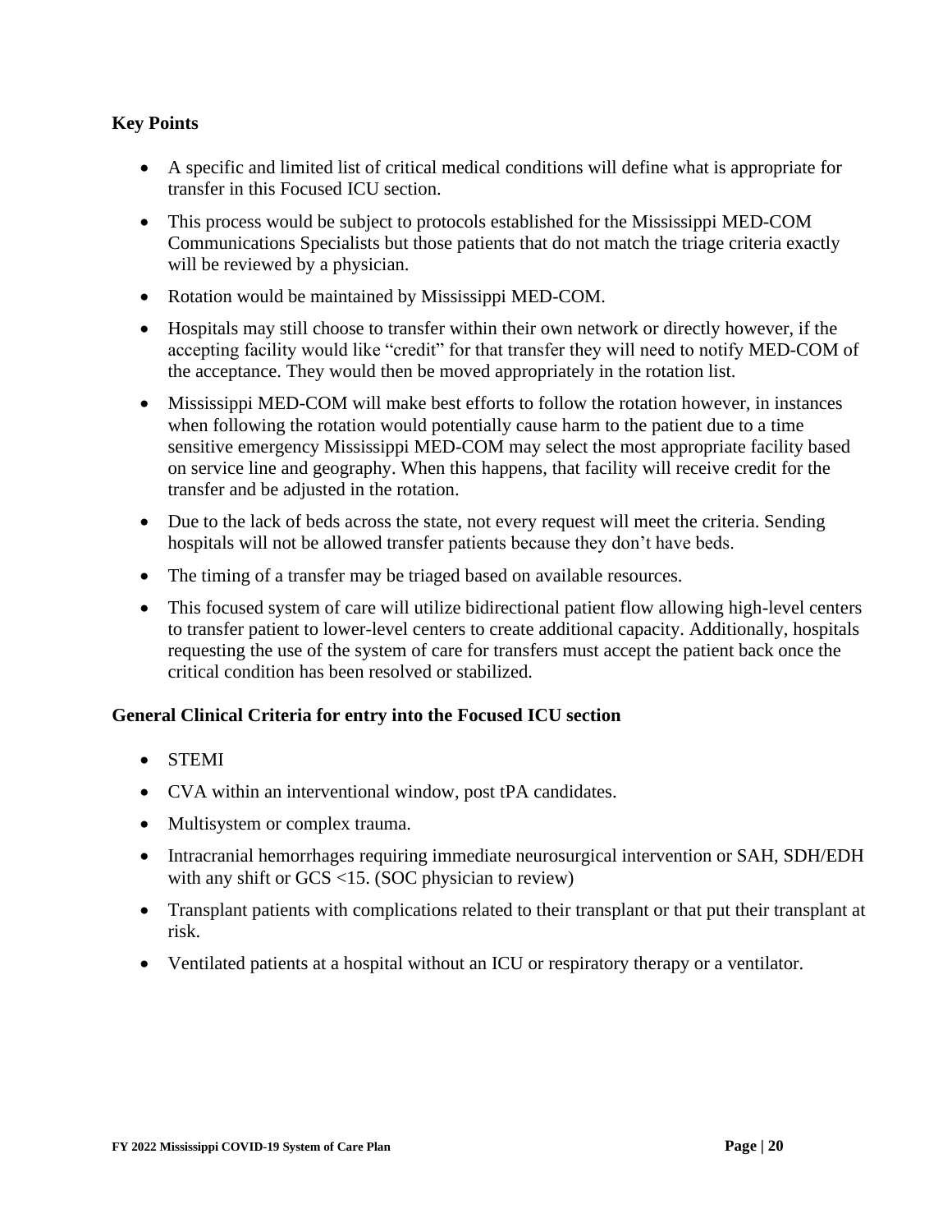**Key Points**

- A specific and limited list of critical medical conditions will define what is appropriate for transfer in this Focused ICU section.
- This process would be subject to protocols established for the Mississippi MED-COM Communications Specialists but those patients that do not match the triage criteria exactly will be reviewed by a physician.
- Rotation would be maintained by Mississippi MED-COM.
- Hospitals may still choose to transfer within their own network or directly however, if the accepting facility would like "credit" for that transfer they will need to notify MED-COM of the acceptance. They would then be moved appropriately in the rotation list.
- Mississippi MED-COM will make best efforts to follow the rotation however, in instances when following the rotation would potentially cause harm to the patient due to a time sensitive emergency Mississippi MED-COM may select the most appropriate facility based on service line and geography. When this happens, that facility will receive credit for the transfer and be adjusted in the rotation.
- Due to the lack of beds across the state, not every request will meet the criteria. Sending hospitals will not be allowed transfer patients because they don't have beds.
- The timing of a transfer may be triaged based on available resources.
- This focused system of care will utilize bidirectional patient flow allowing high-level centers to transfer patient to lower-level centers to create additional capacity. Additionally, hospitals requesting the use of the system of care for transfers must accept the patient back once the critical condition has been resolved or stabilized.

**General Clinical Criteria for entry into the Focused ICU section**

- STEMI
- CVA within an interventional window, post tPA candidates.
- Multisystem or complex trauma.
- Intracranial hemorrhages requiring immediate neurosurgical intervention or SAH, SDH/EDH with any shift or GCS <15. (SOC physician to review)
- Transplant patients with complications related to their transplant or that put their transplant at risk.
- Ventilated patients at a hospital without an ICU or respiratory therapy or a ventilator.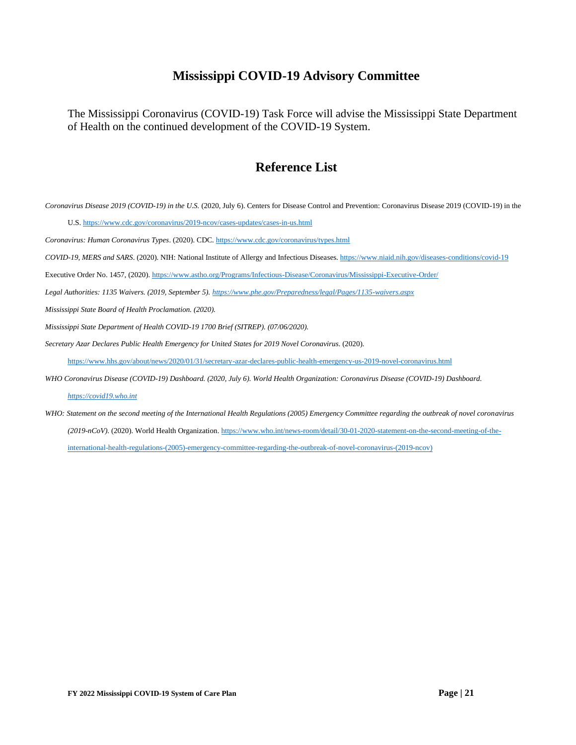## Mississippi COVID-19 Advisory Committee

The Mississippi Coronavirus (COVID-19) Task Force will advise the Mississippi State Department of Health on the continued development of the COVID-19 System.

## Reference List

*Coronavirus Disease 2019 (COVID-19) in the U.S.* (2020, July 6). Centers for Disease Control and Prevention: Coronavirus Disease 2019 (COVID-19) in the U.S. https://www.cdc.gov/coronavirus/2019-ncov/cases-updates/cases-in-us.html

*Coronavirus: Human Coronavirus Types*. (2020). CDC. https://www.cdc.gov/coronavirus/types.html

*COVID-19, MERS and SARS*. (2020). NIH: National Institute of Allergy and Infectious Diseases. https://www.niaid.nih.gov/diseases-conditions/covid-19

Executive Order No. 1457, (2020). https://www.astho.org/Programs/Infectious-Disease/Coronavirus/Mississippi-Executive-Order/

*Legal Authorities: 1135 Waivers. (2019, September 5). https://www.phe.gov/Preparedness/legal/Pages/1135-waivers.aspx*

*Mississippi State Board of Health Proclamation. (2020).*

*Mississippi State Department of Health COVID-19 1700 Brief (SITREP). (07/06/2020).*

*Secretary Azar Declares Public Health Emergency for United States for 2019 Novel Coronavirus*. (2020). https://www.hhs.gov/about/news/2020/01/31/secretary-azar-declares-public-health-emergency-us-2019-novel-coronavirus.html

*WHO Coronavirus Disease (COVID-19) Dashboard. (2020, July 6). World Health Organization: Coronavirus Disease (COVID-19) Dashboard. https://covid19.who.int*

*WHO: Statement on the second meeting of the International Health Regulations (2005) Emergency Committee regarding the outbreak of novel coronavirus (2019-nCoV)*. (2020). World Health Organization. https://www.who.int/news-room/detail/30-01-2020-statement-on-the-second-meeting-of-the-international-health-regulations-(2005)-emergency-committee-regarding-the-outbreak-of-novel-coronavirus-(2019-ncov)